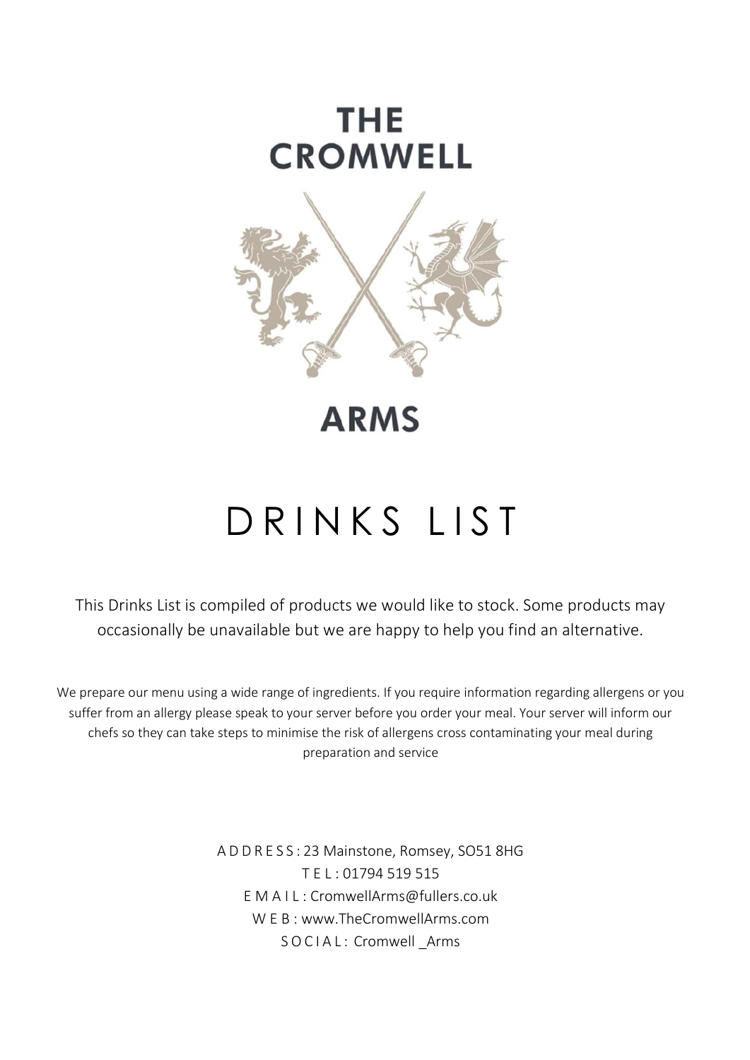# THE CROMWELL ARMS

# DRINKS LIST

This Drinks List is compiled of products we would like to stock. Some products may occasionally be unavailable but we are happy to help you find an alternative.

We prepare our menu using a wide range of ingredients. If you require information regarding allergens or you suffer from an allergy please speak to your server before you order your meal. Your server will inform our chefs so they can take steps to minimise the risk of allergens cross contaminating your meal during preparation and service

ADDRESS: 23 Mainstone, Romsey, SO51 8HG
TEL: 01794 519 515
EMAIL: CromwellArms@fullers.co.uk
WEB: www.TheCromwellArms.com
SOCIAL: Cromwell _Arms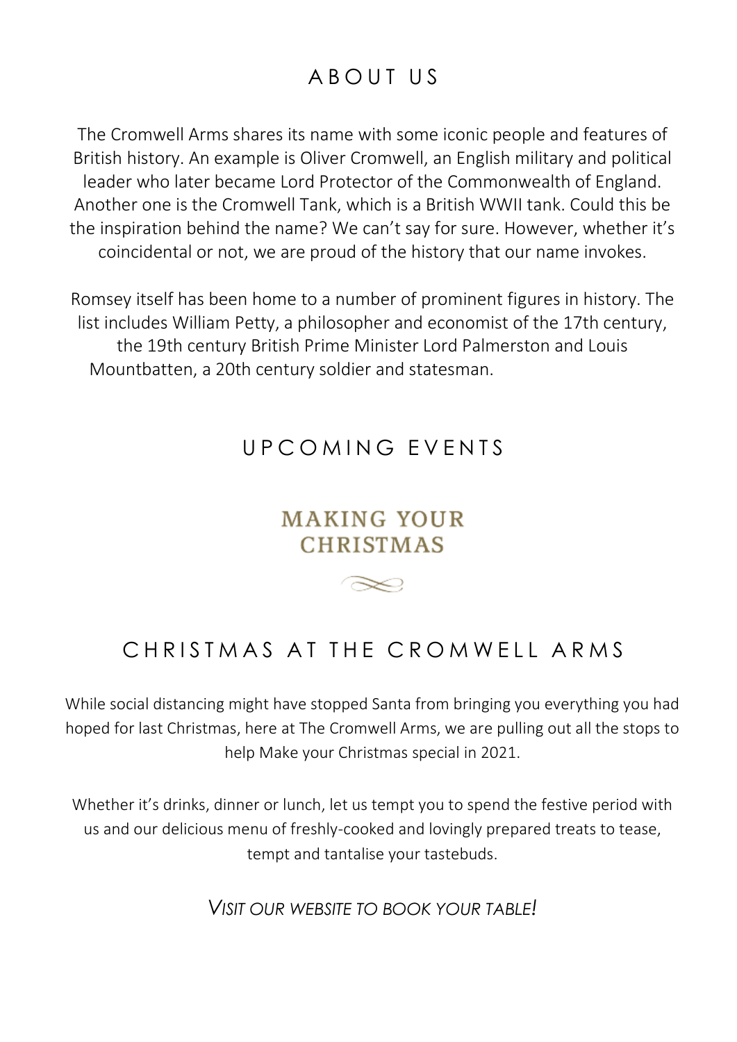# ABOUT US

The Cromwell Arms shares its name with some iconic people and features of British history. An example is Oliver Cromwell, an English military and political leader who later became Lord Protector of the Commonwealth of England. Another one is the Cromwell Tank, which is a British WWII tank. Could this be the inspiration behind the name? We can't say for sure. However, whether it's coincidental or not, we are proud of the history that our name invokes.

Romsey itself has been home to a number of prominent figures in history. The list includes William Petty, a philosopher and economist of the 17th century, the 19th century British Prime Minister Lord Palmerston and Louis Mountbatten, a 20th century soldier and statesman.

# UPCOMING EVENTS

## MAKING YOUR CHRISTMAS

## CHRISTMAS AT THE CROMWELL ARMS

While social distancing might have stopped Santa from bringing you everything you had hoped for last Christmas, here at The Cromwell Arms, we are pulling out all the stops to help Make your Christmas special in 2021.

Whether it's drinks, dinner or lunch, let us tempt you to spend the festive period with us and our delicious menu of freshly-cooked and lovingly prepared treats to tease, tempt and tantalise your tastebuds.

*VISIT OUR WEBSITE TO BOOK YOUR TABLE!*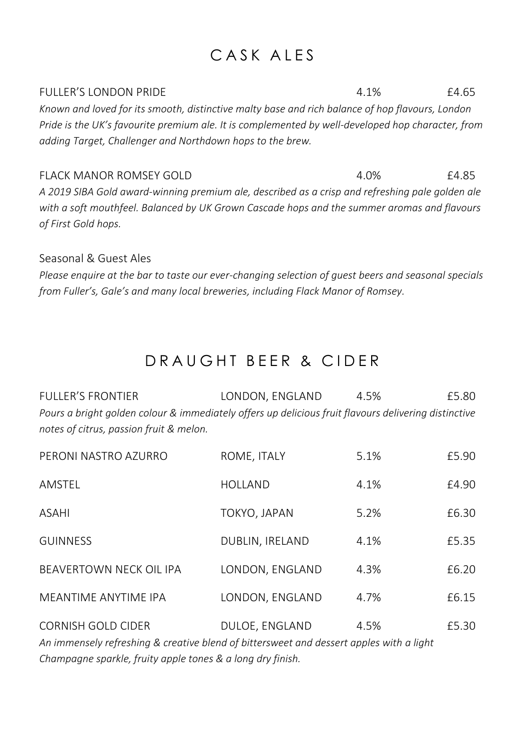# CASK ALES

FULLER'S LONDON PRIDE 4.1% £4.65

*Known and loved for its smooth, distinctive malty base and rich balance of hop flavours, London Pride is the UK's favourite premium ale. It is complemented by well-developed hop character, from adding Target, Challenger and Northdown hops to the brew.*

FLACK MANOR ROMSEY GOLD 4.0% £4.85

*A 2019 SIBA Gold award-winning premium ale, described as a crisp and refreshing pale golden ale with a soft mouthfeel. Balanced by UK Grown Cascade hops and the summer aromas and flavours of First Gold hops.*

Seasonal & Guest Ales

*Please enquire at the bar to taste our ever-changing selection of guest beers and seasonal specials from Fuller's, Gale's and many local breweries, including Flack Manor of Romsey.*

# DRAUGHT BEER & CIDER

FULLER'S FRONTIER — LONDON, ENGLAND — 4.5% — £5.80

*Pours a bright golden colour & immediately offers up delicious fruit flavours delivering distinctive notes of citrus, passion fruit & melon.*

| | | | |
|---|---|---|---|
| PERONI NASTRO AZURRO | ROME, ITALY | 5.1% | £5.90 |
| AMSTEL | HOLLAND | 4.1% | £4.90 |
| ASAHI | TOKYO, JAPAN | 5.2% | £6.30 |
| GUINNESS | DUBLIN, IRELAND | 4.1% | £5.35 |
| BEAVERTOWN NECK OIL IPA | LONDON, ENGLAND | 4.3% | £6.20 |
| MEANTIME ANYTIME IPA | LONDON, ENGLAND | 4.7% | £6.15 |
| CORNISH GOLD CIDER | DULOE, ENGLAND | 4.5% | £5.30 |

*An immensely refreshing & creative blend of bittersweet and dessert apples with a light Champagne sparkle, fruity apple tones & a long dry finish.*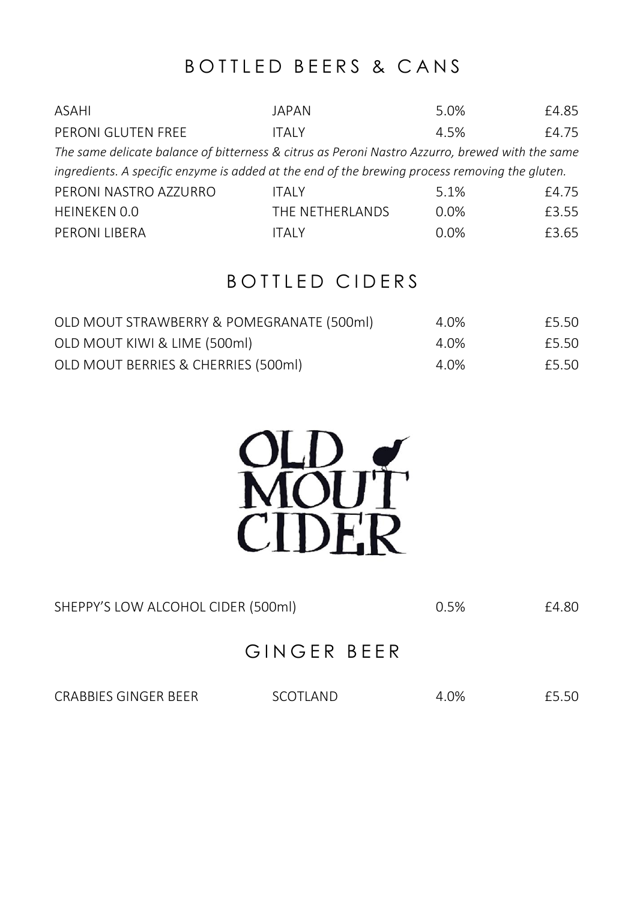# BOTTLED BEERS & CANS

| | | | |
|---|---|---|---|
| ASAHI | JAPAN | 5.0% | £4.85 |
| PERONI GLUTEN FREE | ITALY | 4.5% | £4.75 |

*The same delicate balance of bitterness & citrus as Peroni Nastro Azzurro, brewed with the same ingredients. A specific enzyme is added at the end of the brewing process removing the gluten.*

| | | | |
|---|---|---|---|
| PERONI NASTRO AZZURRO | ITALY | 5.1% | £4.75 |
| HEINEKEN 0.0 | THE NETHERLANDS | 0.0% | £3.55 |
| PERONI LIBERA | ITALY | 0.0% | £3.65 |

# BOTTLED CIDERS

| | | |
|---|---|---|
| OLD MOUT STRAWBERRY & POMEGRANATE (500ml) | 4.0% | £5.50 |
| OLD MOUT KIWI & LIME (500ml) | 4.0% | £5.50 |
| OLD MOUT BERRIES & CHERRIES (500ml) | 4.0% | £5.50 |

OLD MOUT CIDER

| | | |
|---|---|---|
| SHEPPY'S LOW ALCOHOL CIDER (500ml) | 0.5% | £4.80 |

# GINGER BEER

| | | | |
|---|---|---|---|
| CRABBIES GINGER BEER | SCOTLAND | 4.0% | £5.50 |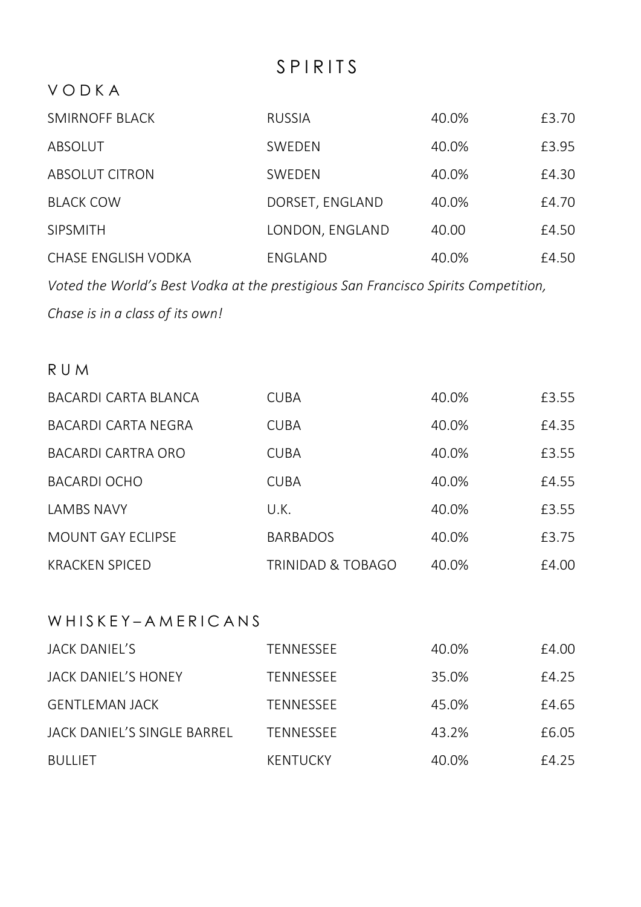# SPIRITS

## VODKA

| | | | |
|---|---|---|---|
| SMIRNOFF BLACK | RUSSIA | 40.0% | £3.70 |
| ABSOLUT | SWEDEN | 40.0% | £3.95 |
| ABSOLUT CITRON | SWEDEN | 40.0% | £4.30 |
| BLACK COW | DORSET, ENGLAND | 40.0% | £4.70 |
| SIPSMITH | LONDON, ENGLAND | 40.00 | £4.50 |
| CHASE ENGLISH VODKA | ENGLAND | 40.0% | £4.50 |

*Voted the World's Best Vodka at the prestigious San Francisco Spirits Competition, Chase is in a class of its own!*

## RUM

| | | | |
|---|---|---|---|
| BACARDI CARTA BLANCA | CUBA | 40.0% | £3.55 |
| BACARDI CARTA NEGRA | CUBA | 40.0% | £4.35 |
| BACARDI CARTRA ORO | CUBA | 40.0% | £3.55 |
| BACARDI OCHO | CUBA | 40.0% | £4.55 |
| LAMBS NAVY | U.K. | 40.0% | £3.55 |
| MOUNT GAY ECLIPSE | BARBADOS | 40.0% | £3.75 |
| KRACKEN SPICED | TRINIDAD & TOBAGO | 40.0% | £4.00 |

## WHISKEY – AMERICANS

| | | | |
|---|---|---|---|
| JACK DANIEL'S | TENNESSEE | 40.0% | £4.00 |
| JACK DANIEL'S HONEY | TENNESSEE | 35.0% | £4.25 |
| GENTLEMAN JACK | TENNESSEE | 45.0% | £4.65 |
| JACK DANIEL'S SINGLE BARREL | TENNESSEE | 43.2% | £6.05 |
| BULLIET | KENTUCKY | 40.0% | £4.25 |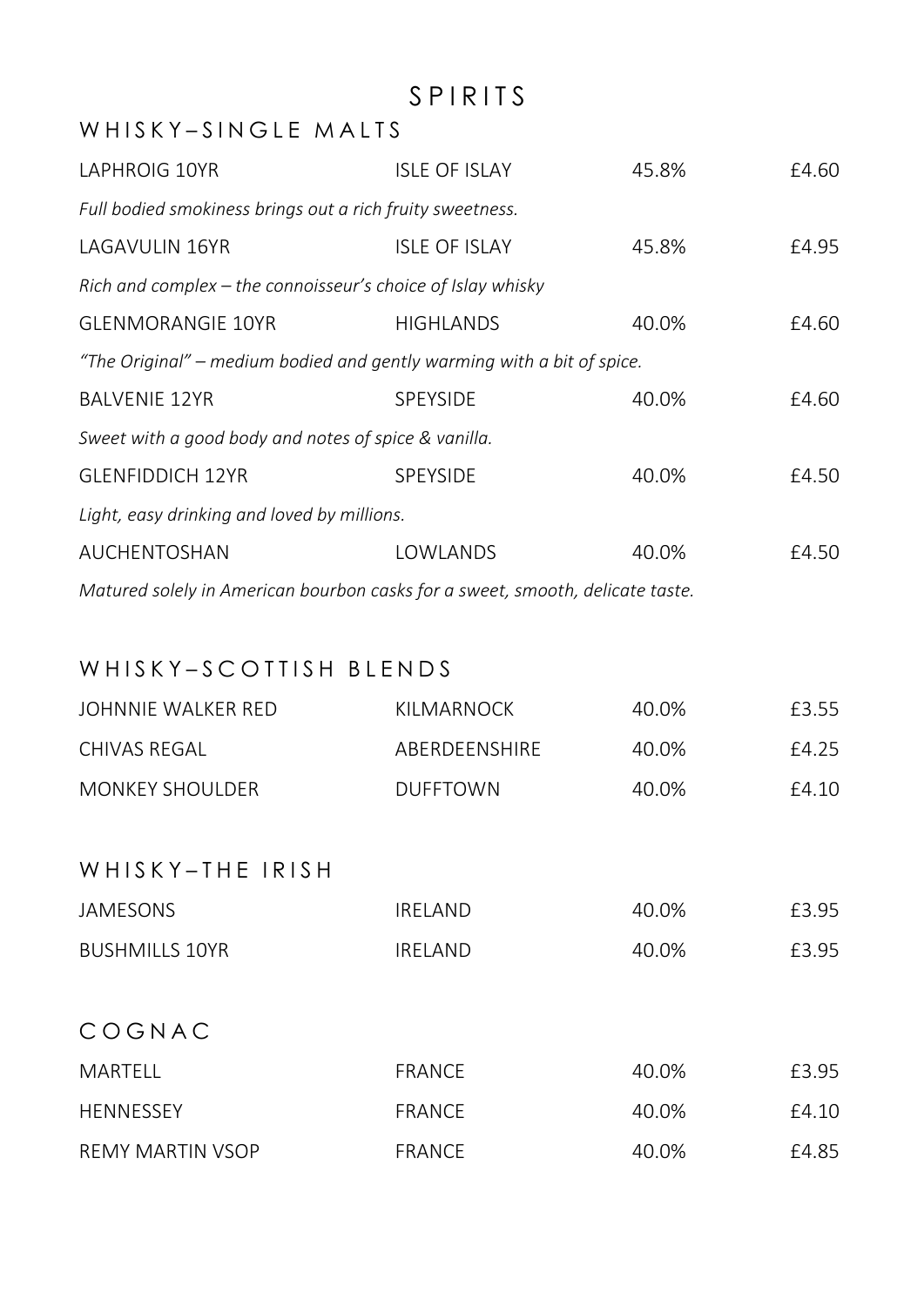# SPIRITS

## WHISKY – SINGLE MALTS

| | | | |
|---|---|---|---|
| LAPHROIG 10YR | ISLE OF ISLAY | 45.8% | £4.60 |
| *Full bodied smokiness brings out a rich fruity sweetness.* | | | |
| LAGAVULIN 16YR | ISLE OF ISLAY | 45.8% | £4.95 |
| *Rich and complex – the connoisseur's choice of Islay whisky* | | | |
| GLENMORANGIE 10YR | HIGHLANDS | 40.0% | £4.60 |
| *"The Original" – medium bodied and gently warming with a bit of spice.* | | | |
| BALVENIE 12YR | SPEYSIDE | 40.0% | £4.60 |
| *Sweet with a good body and notes of spice & vanilla.* | | | |
| GLENFIDDICH 12YR | SPEYSIDE | 40.0% | £4.50 |
| *Light, easy drinking and loved by millions.* | | | |
| AUCHENTOSHAN | LOWLANDS | 40.0% | £4.50 |
| *Matured solely in American bourbon casks for a sweet, smooth, delicate taste.* | | | |

## WHISKY – SCOTTISH BLENDS

| | | | |
|---|---|---|---|
| JOHNNIE WALKER RED | KILMARNOCK | 40.0% | £3.55 |
| CHIVAS REGAL | ABERDEENSHIRE | 40.0% | £4.25 |
| MONKEY SHOULDER | DUFFTOWN | 40.0% | £4.10 |

## WHISKY – THE IRISH

| | | | |
|---|---|---|---|
| JAMESONS | IRELAND | 40.0% | £3.95 |
| BUSHMILLS 10YR | IRELAND | 40.0% | £3.95 |

## COGNAC

| | | | |
|---|---|---|---|
| MARTELL | FRANCE | 40.0% | £3.95 |
| HENNESSEY | FRANCE | 40.0% | £4.10 |
| REMY MARTIN VSOP | FRANCE | 40.0% | £4.85 |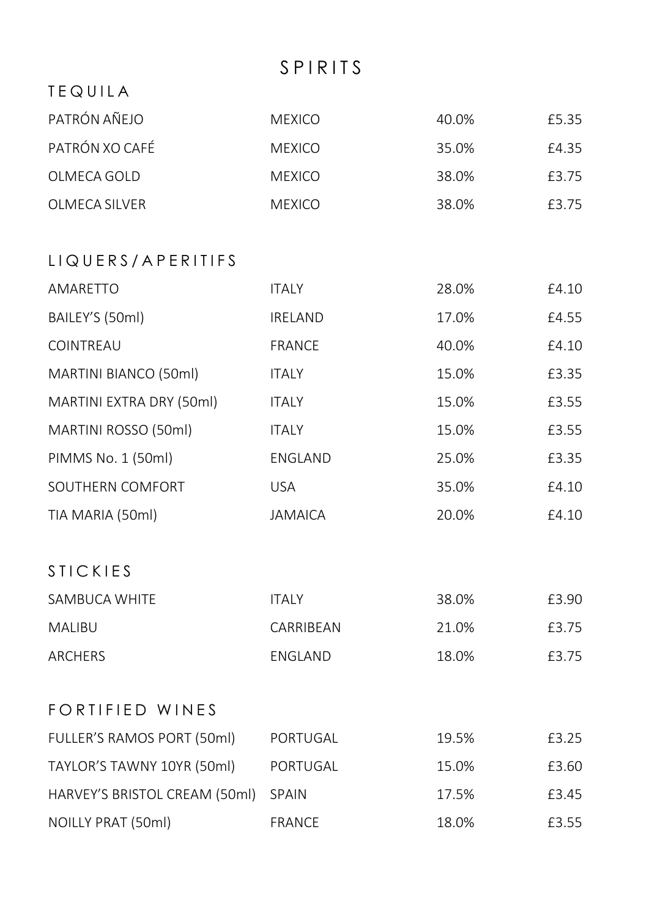# SPIRITS

## TEQUILA

| | | | |
|---|---|---|---|
| PATRÓN AÑEJO | MEXICO | 40.0% | £5.35 |
| PATRÓN XO CAFÉ | MEXICO | 35.0% | £4.35 |
| OLMECA GOLD | MEXICO | 38.0% | £3.75 |
| OLMECA SILVER | MEXICO | 38.0% | £3.75 |

## LIQUERS/APERITIFS

| | | | |
|---|---|---|---|
| AMARETTO | ITALY | 28.0% | £4.10 |
| BAILEY'S (50ml) | IRELAND | 17.0% | £4.55 |
| COINTREAU | FRANCE | 40.0% | £4.10 |
| MARTINI BIANCO (50ml) | ITALY | 15.0% | £3.35 |
| MARTINI EXTRA DRY (50ml) | ITALY | 15.0% | £3.55 |
| MARTINI ROSSO (50ml) | ITALY | 15.0% | £3.55 |
| PIMMS No. 1 (50ml) | ENGLAND | 25.0% | £3.35 |
| SOUTHERN COMFORT | USA | 35.0% | £4.10 |
| TIA MARIA (50ml) | JAMAICA | 20.0% | £4.10 |

## STICKIES

| | | | |
|---|---|---|---|
| SAMBUCA WHITE | ITALY | 38.0% | £3.90 |
| MALIBU | CARRIBEAN | 21.0% | £3.75 |
| ARCHERS | ENGLAND | 18.0% | £3.75 |

## FORTIFIED WINES

| | | | |
|---|---|---|---|
| FULLER'S RAMOS PORT (50ml) | PORTUGAL | 19.5% | £3.25 |
| TAYLOR'S TAWNY 10YR (50ml) | PORTUGAL | 15.0% | £3.60 |
| HARVEY'S BRISTOL CREAM (50ml) | SPAIN | 17.5% | £3.45 |
| NOILLY PRAT (50ml) | FRANCE | 18.0% | £3.55 |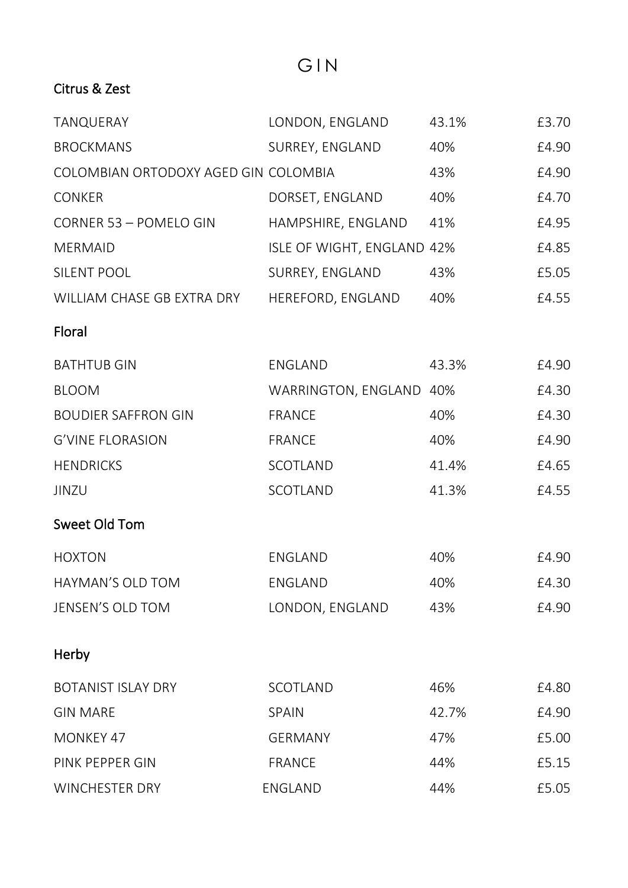# GIN

## Citrus & Zest

| | | | |
|---|---|---|---|
| TANQUERAY | LONDON, ENGLAND | 43.1% | £3.70 |
| BROCKMANS | SURREY, ENGLAND | 40% | £4.90 |
| COLOMBIAN ORTODOXY AGED GIN | COLOMBIA | 43% | £4.90 |
| CONKER | DORSET, ENGLAND | 40% | £4.70 |
| CORNER 53 – POMELO GIN | HAMPSHIRE, ENGLAND | 41% | £4.95 |
| MERMAID | ISLE OF WIGHT, ENGLAND | 42% | £4.85 |
| SILENT POOL | SURREY, ENGLAND | 43% | £5.05 |
| WILLIAM CHASE GB EXTRA DRY | HEREFORD, ENGLAND | 40% | £4.55 |

## Floral

| | | | |
|---|---|---|---|
| BATHTUB GIN | ENGLAND | 43.3% | £4.90 |
| BLOOM | WARRINGTON, ENGLAND | 40% | £4.30 |
| BOUDIER SAFFRON GIN | FRANCE | 40% | £4.30 |
| G'VINE FLORASION | FRANCE | 40% | £4.90 |
| HENDRICKS | SCOTLAND | 41.4% | £4.65 |
| JINZU | SCOTLAND | 41.3% | £4.55 |

## Sweet Old Tom

| | | | |
|---|---|---|---|
| HOXTON | ENGLAND | 40% | £4.90 |
| HAYMAN'S OLD TOM | ENGLAND | 40% | £4.30 |
| JENSEN'S OLD TOM | LONDON, ENGLAND | 43% | £4.90 |

## Herby

| | | | |
|---|---|---|---|
| BOTANIST ISLAY DRY | SCOTLAND | 46% | £4.80 |
| GIN MARE | SPAIN | 42.7% | £4.90 |
| MONKEY 47 | GERMANY | 47% | £5.00 |
| PINK PEPPER GIN | FRANCE | 44% | £5.15 |
| WINCHESTER DRY | ENGLAND | 44% | £5.05 |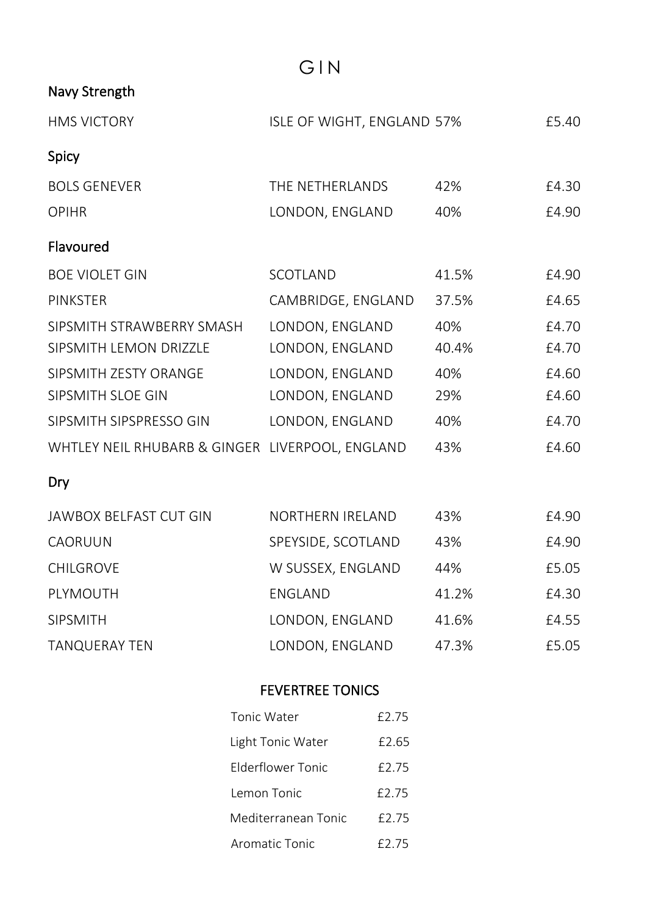# GIN

## Navy Strength

| | | | |
|---|---|---|---|
| HMS VICTORY | ISLE OF WIGHT, ENGLAND | 57% | £5.40 |

## Spicy

| | | | |
|---|---|---|---|
| BOLS GENEVER | THE NETHERLANDS | 42% | £4.30 |
| OPIHR | LONDON, ENGLAND | 40% | £4.90 |

## Flavoured

| | | | |
|---|---|---|---|
| BOE VIOLET GIN | SCOTLAND | 41.5% | £4.90 |
| PINKSTER | CAMBRIDGE, ENGLAND | 37.5% | £4.65 |
| SIPSMITH STRAWBERRY SMASH | LONDON, ENGLAND | 40% | £4.70 |
| SIPSMITH LEMON DRIZZLE | LONDON, ENGLAND | 40.4% | £4.70 |
| SIPSMITH ZESTY ORANGE | LONDON, ENGLAND | 40% | £4.60 |
| SIPSMITH SLOE GIN | LONDON, ENGLAND | 29% | £4.60 |
| SIPSMITH SIPSPRESSO GIN | LONDON, ENGLAND | 40% | £4.70 |
| WHTLEY NEIL RHUBARB & GINGER | LIVERPOOL, ENGLAND | 43% | £4.60 |

## Dry

| | | | |
|---|---|---|---|
| JAWBOX BELFAST CUT GIN | NORTHERN IRELAND | 43% | £4.90 |
| CAORUUN | SPEYSIDE, SCOTLAND | 43% | £4.90 |
| CHILGROVE | W SUSSEX, ENGLAND | 44% | £5.05 |
| PLYMOUTH | ENGLAND | 41.2% | £4.30 |
| SIPSMITH | LONDON, ENGLAND | 41.6% | £4.55 |
| TANQUERAY TEN | LONDON, ENGLAND | 47.3% | £5.05 |

## FEVERTREE TONICS

| | |
|---|---|
| Tonic Water | £2.75 |
| Light Tonic Water | £2.65 |
| Elderflower Tonic | £2.75 |
| Lemon Tonic | £2.75 |
| Mediterranean Tonic | £2.75 |
| Aromatic Tonic | £2.75 |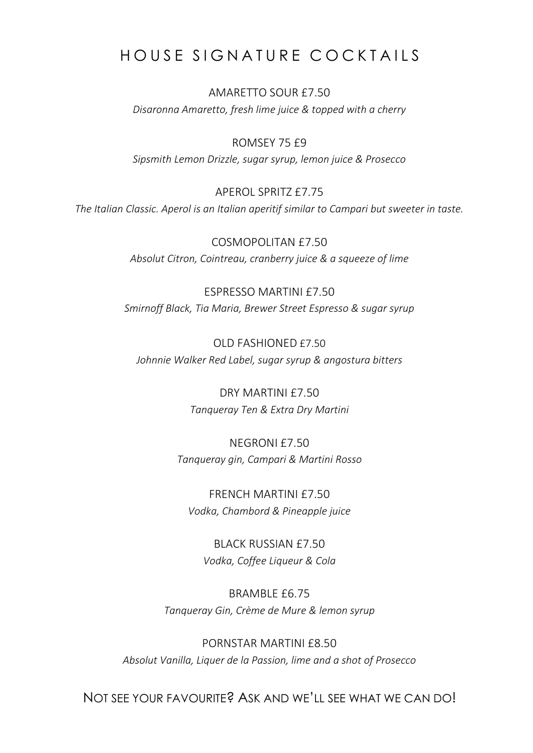# HOUSE SIGNATURE COCKTAILS

AMARETTO SOUR £7.50

*Disaronna Amaretto, fresh lime juice & topped with a cherry*

ROMSEY 75 £9

*Sipsmith Lemon Drizzle, sugar syrup, lemon juice & Prosecco*

APEROL SPRITZ £7.75

*The Italian Classic. Aperol is an Italian aperitif similar to Campari but sweeter in taste.*

COSMOPOLITAN £7.50

*Absolut Citron, Cointreau, cranberry juice & a squeeze of lime*

ESPRESSO MARTINI £7.50

*Smirnoff Black, Tia Maria, Brewer Street Espresso & sugar syrup*

OLD FASHIONED £7.50

*Johnnie Walker Red Label, sugar syrup & angostura bitters*

DRY MARTINI £7.50

*Tanqueray Ten & Extra Dry Martini*

NEGRONI £7.50

*Tanqueray gin, Campari & Martini Rosso*

FRENCH MARTINI £7.50

*Vodka, Chambord & Pineapple juice*

BLACK RUSSIAN £7.50

*Vodka, Coffee Liqueur & Cola*

BRAMBLE £6.75

*Tanqueray Gin, Crème de Mure & lemon syrup*

PORNSTAR MARTINI £8.50

*Absolut Vanilla, Liquer de la Passion, lime and a shot of Prosecco*

NOT SEE YOUR FAVOURITE? ASK AND WE'LL SEE WHAT WE CAN DO!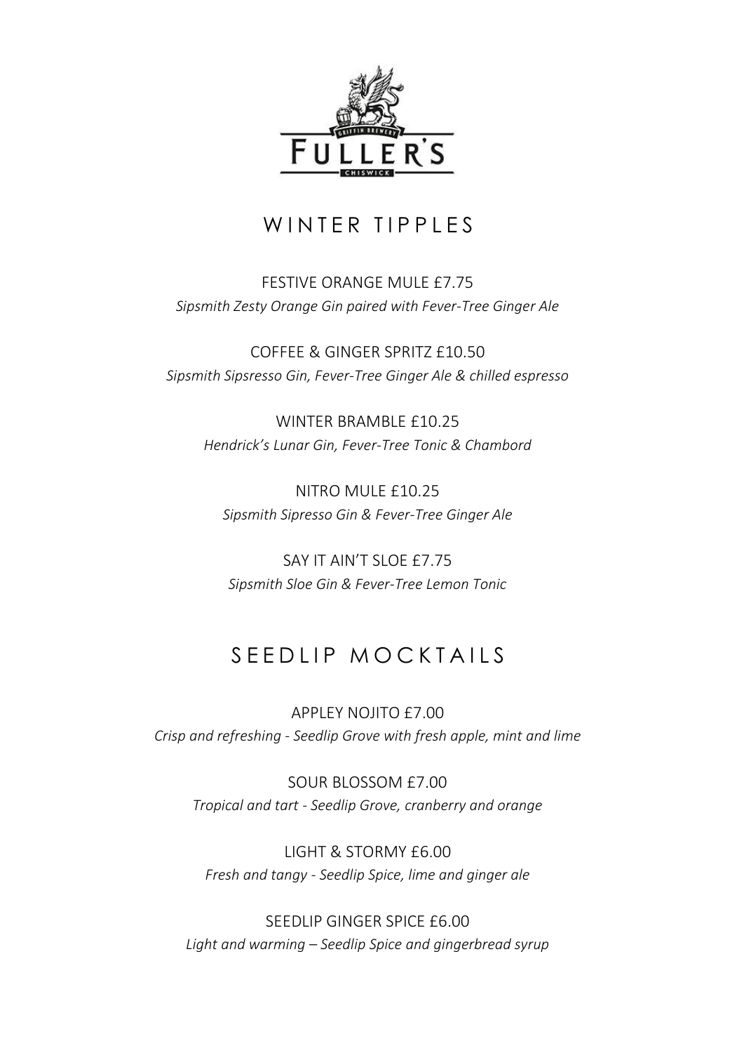# WINTER TIPPLES

FESTIVE ORANGE MULE £7.75
*Sipsmith Zesty Orange Gin paired with Fever-Tree Ginger Ale*

COFFEE & GINGER SPRITZ £10.50
*Sipsmith Sipsresso Gin, Fever-Tree Ginger Ale & chilled espresso*

WINTER BRAMBLE £10.25
*Hendrick's Lunar Gin, Fever-Tree Tonic & Chambord*

NITRO MULE £10.25
*Sipsmith Sipresso Gin & Fever-Tree Ginger Ale*

SAY IT AIN'T SLOE £7.75
*Sipsmith Sloe Gin & Fever-Tree Lemon Tonic*

# SEEDLIP MOCKTAILS

APPLEY NOJITO £7.00
*Crisp and refreshing - Seedlip Grove with fresh apple, mint and lime*

SOUR BLOSSOM £7.00
*Tropical and tart - Seedlip Grove, cranberry and orange*

LIGHT & STORMY £6.00
*Fresh and tangy - Seedlip Spice, lime and ginger ale*

SEEDLIP GINGER SPICE £6.00
*Light and warming – Seedlip Spice and gingerbread syrup*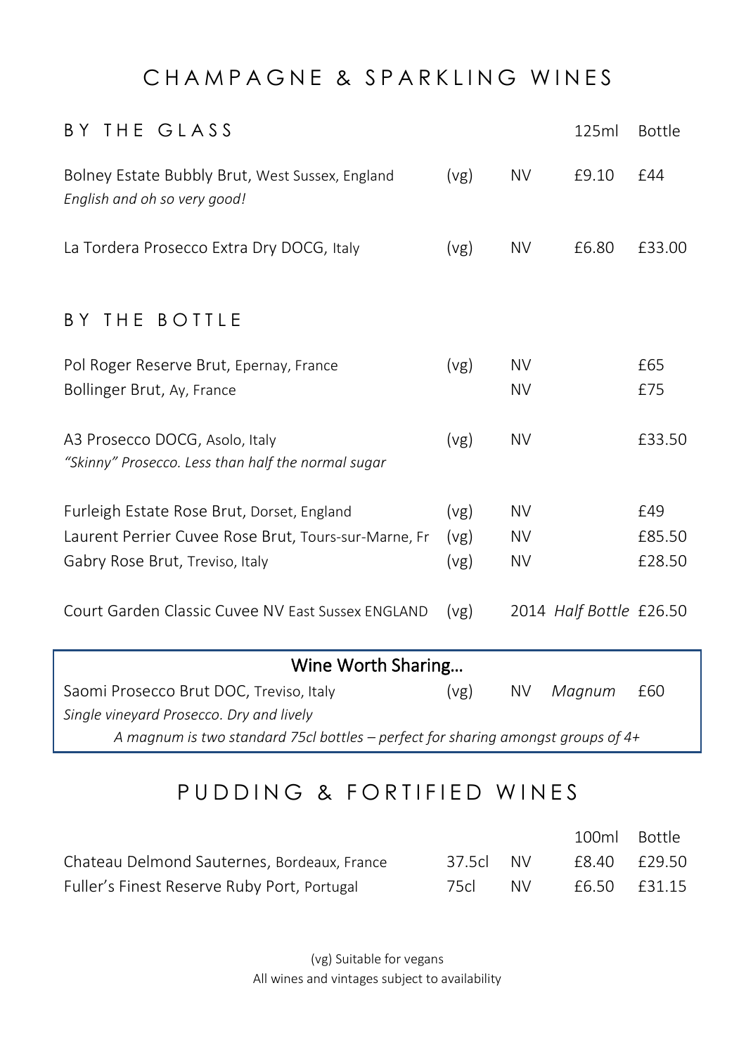# CHAMPAGNE & SPARKLING WINES

## BY THE GLASS

| | | | 125ml | Bottle |
|---|---|---|---|---|
| Bolney Estate Bubbly Brut, West Sussex, England<br>*English and oh so very good!* | (vg) | NV | £9.10 | £44 |
| La Tordera Prosecco Extra Dry DOCG, Italy | (vg) | NV | £6.80 | £33.00 |

## BY THE BOTTLE

| | | | | |
|---|---|---|---|---|
| Pol Roger Reserve Brut, Epernay, France | (vg) | NV | | £65 |
| Bollinger Brut, Ay, France | | NV | | £75 |
| A3 Prosecco DOCG, Asolo, Italy<br>*"Skinny" Prosecco. Less than half the normal sugar* | (vg) | NV | | £33.50 |
| Furleigh Estate Rose Brut, Dorset, England | (vg) | NV | | £49 |
| Laurent Perrier Cuvee Rose Brut, Tours-sur-Marne, Fr | (vg) | NV | | £85.50 |
| Gabry Rose Brut, Treviso, Italy | (vg) | NV | | £28.50 |
| Court Garden Classic Cuvee NV East Sussex ENGLAND | (vg) | 2014 | *Half Bottle* | £26.50 |

### Wine Worth Sharing…

| | | | | |
|---|---|---|---|---|
| Saomi Prosecco Brut DOC, Treviso, Italy<br>*Single vineyard Prosecco. Dry and lively* | (vg) | NV | *Magnum* | £60 |

*A magnum is two standard 75cl bottles – perfect for sharing amongst groups of 4+*

# PUDDING & FORTIFIED WINES

| | | | 100ml | Bottle |
|---|---|---|---|---|
| Chateau Delmond Sauternes, Bordeaux, France | 37.5cl | NV | £8.40 | £29.50 |
| Fuller's Finest Reserve Ruby Port, Portugal | 75cl | NV | £6.50 | £31.15 |

(vg) Suitable for vegans
All wines and vintages subject to availability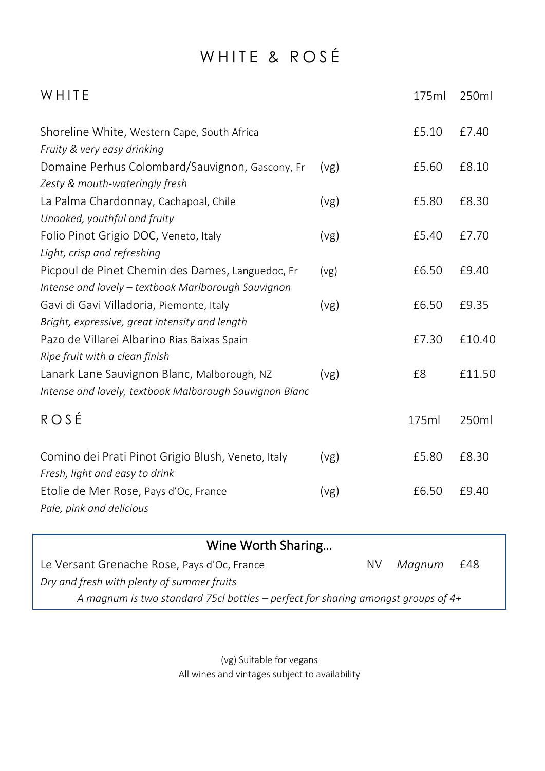# WHITE & ROSÉ

## WHITE

| | | 175ml | 250ml |
|---|---|---|---|
| Shoreline White, Western Cape, South Africa<br>*Fruity & very easy drinking* | | £5.10 | £7.40 |
| Domaine Perhus Colombard/Sauvignon, Gascony, Fr<br>*Zesty & mouth-wateringly fresh* | (vg) | £5.60 | £8.10 |
| La Palma Chardonnay, Cachapoal, Chile<br>*Unoaked, youthful and fruity* | (vg) | £5.80 | £8.30 |
| Folio Pinot Grigio DOC, Veneto, Italy<br>*Light, crisp and refreshing* | (vg) | £5.40 | £7.70 |
| Picpoul de Pinet Chemin des Dames, Languedoc, Fr<br>*Intense and lovely – textbook Marlborough Sauvignon* | (vg) | £6.50 | £9.40 |
| Gavi di Gavi Villadoria, Piemonte, Italy<br>*Bright, expressive, great intensity and length* | (vg) | £6.50 | £9.35 |
| Pazo de Villarei Albarino Rias Baixas Spain<br>*Ripe fruit with a clean finish* | | £7.30 | £10.40 |
| Lanark Lane Sauvignon Blanc, Malborough, NZ<br>*Intense and lovely, textbook Malborough Sauvignon Blanc* | (vg) | £8 | £11.50 |

## ROSÉ

| | | 175ml | 250ml |
|---|---|---|---|
| Comino dei Prati Pinot Grigio Blush, Veneto, Italy<br>*Fresh, light and easy to drink* | (vg) | £5.80 | £8.30 |
| Etolie de Mer Rose, Pays d'Oc, France<br>*Pale, pink and delicious* | (vg) | £6.50 | £9.40 |

## Wine Worth Sharing…

| | | | |
|---|---|---|---|
| Le Versant Grenache Rose, Pays d'Oc, France<br>*Dry and fresh with plenty of summer fruits* | NV | *Magnum* | £48 |

*A magnum is two standard 75cl bottles – perfect for sharing amongst groups of 4+*

(vg) Suitable for vegans

All wines and vintages subject to availability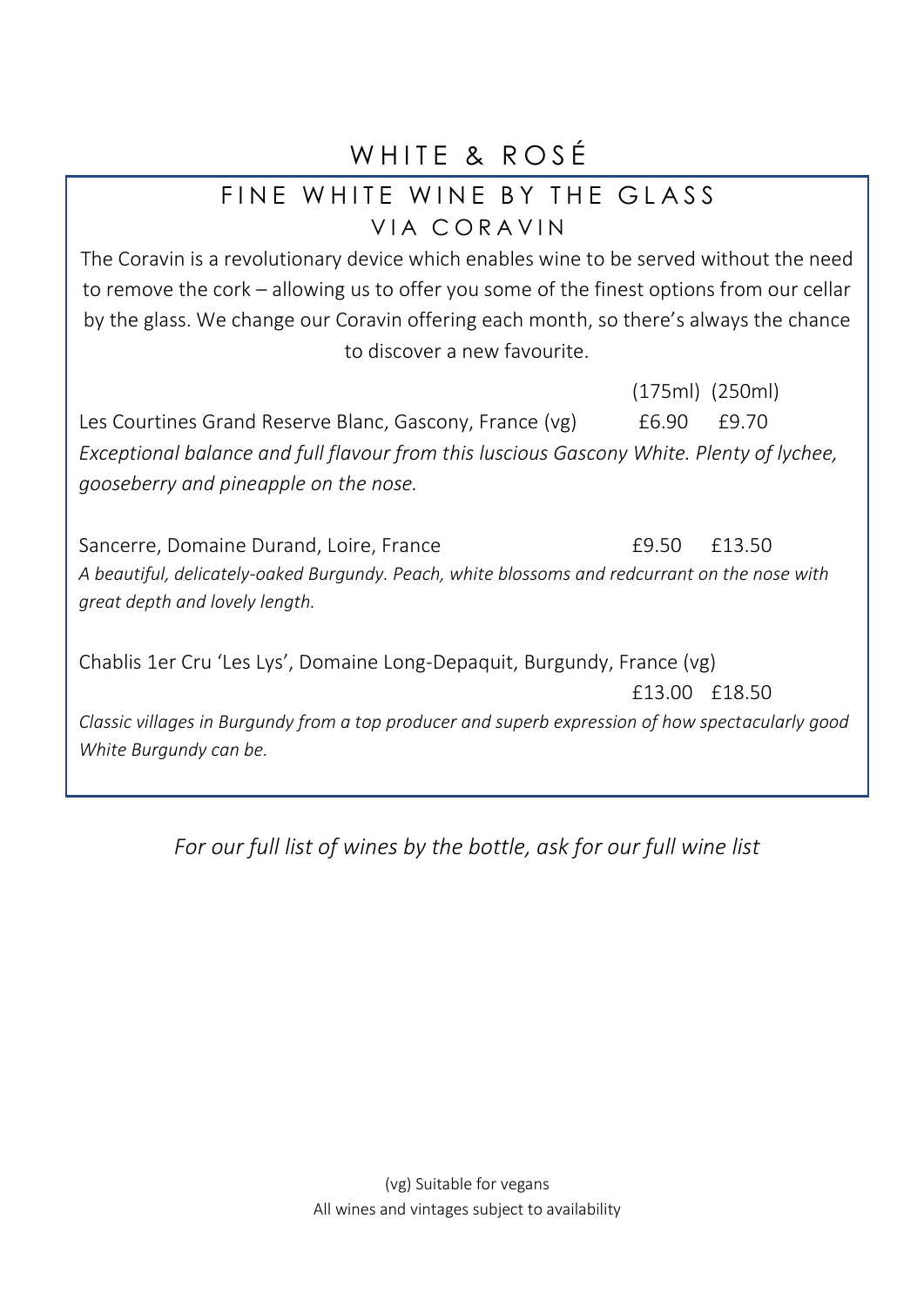# WHITE & ROSÉ

## FINE WHITE WINE BY THE GLASS
### VIA CORAVIN

The Coravin is a revolutionary device which enables wine to be served without the need to remove the cork – allowing us to offer you some of the finest options from our cellar by the glass. We change our Coravin offering each month, so there's always the chance to discover a new favourite.

| | (175ml) | (250ml) |
|---|---|---|
| Les Courtines Grand Reserve Blanc, Gascony, France (vg) | £6.90 | £9.70 |
| Sancerre, Domaine Durand, Loire, France | £9.50 | £13.50 |
| Chablis 1er Cru 'Les Lys', Domaine Long-Depaquit, Burgundy, France (vg) | £13.00 | £18.50 |

Les Courtines Grand Reserve Blanc, Gascony, France (vg) — £6.90 / £9.70

*Exceptional balance and full flavour from this luscious Gascony White. Plenty of lychee, gooseberry and pineapple on the nose.*

Sancerre, Domaine Durand, Loire, France — £9.50 / £13.50

*A beautiful, delicately-oaked Burgundy. Peach, white blossoms and redcurrant on the nose with great depth and lovely length.*

Chablis 1er Cru 'Les Lys', Domaine Long-Depaquit, Burgundy, France (vg) — £13.00 / £18.50

*Classic villages in Burgundy from a top producer and superb expression of how spectacularly good White Burgundy can be.*

*For our full list of wines by the bottle, ask for our full wine list*

(vg) Suitable for vegans

All wines and vintages subject to availability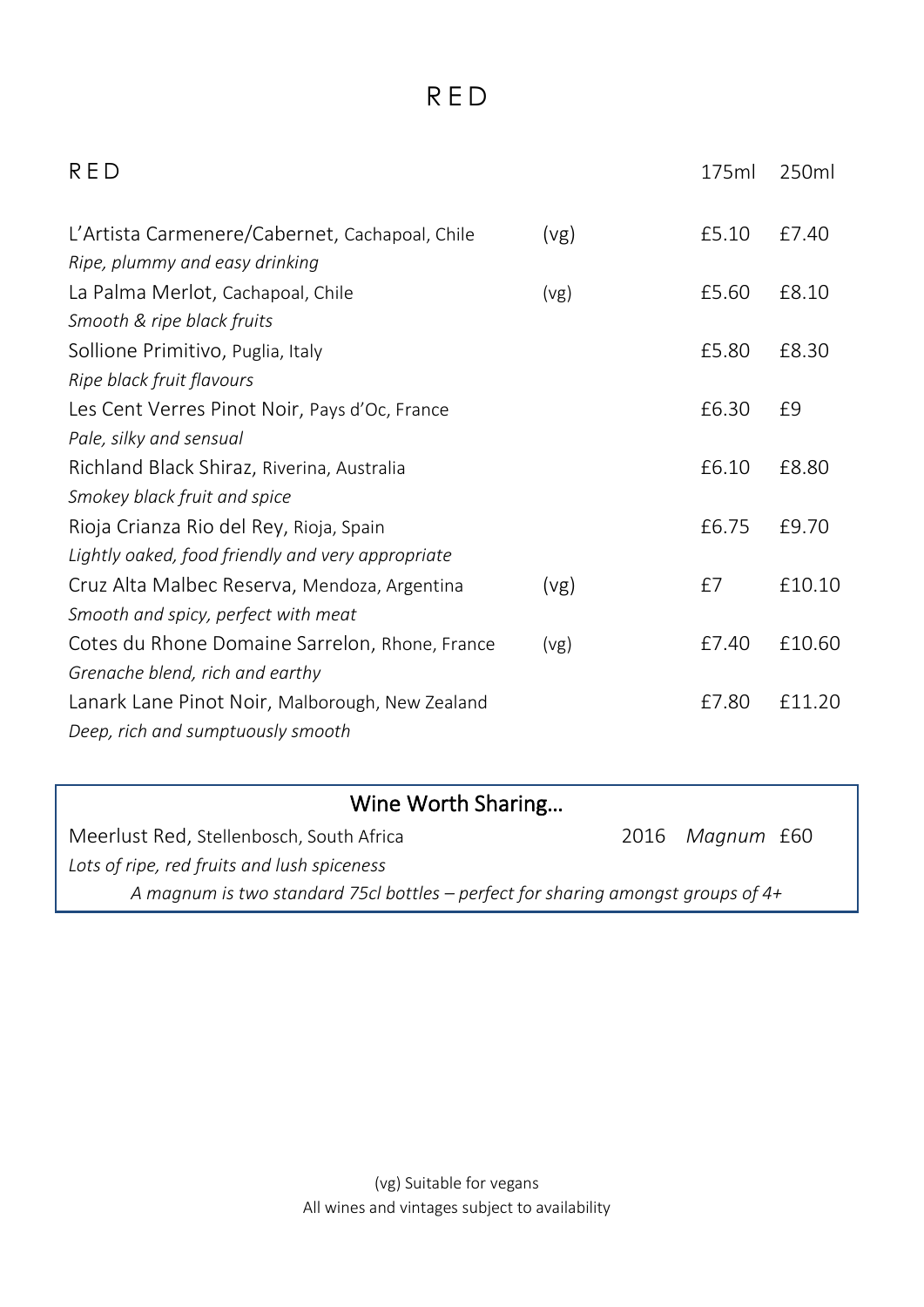# RED

| RED | | 175ml | 250ml |
|---|---|---|---|
| L'Artista Carmenere/Cabernet, Cachapoal, Chile<br>*Ripe, plummy and easy drinking* | (vg) | £5.10 | £7.40 |
| La Palma Merlot, Cachapoal, Chile<br>*Smooth & ripe black fruits* | (vg) | £5.60 | £8.10 |
| Sollione Primitivo, Puglia, Italy<br>*Ripe black fruit flavours* | | £5.80 | £8.30 |
| Les Cent Verres Pinot Noir, Pays d'Oc, France<br>*Pale, silky and sensual* | | £6.30 | £9 |
| Richland Black Shiraz, Riverina, Australia<br>*Smokey black fruit and spice* | | £6.10 | £8.80 |
| Rioja Crianza Rio del Rey, Rioja, Spain<br>*Lightly oaked, food friendly and very appropriate* | | £6.75 | £9.70 |
| Cruz Alta Malbec Reserva, Mendoza, Argentina<br>*Smooth and spicy, perfect with meat* | (vg) | £7 | £10.10 |
| Cotes du Rhone Domaine Sarrelon, Rhone, France<br>*Grenache blend, rich and earthy* | (vg) | £7.40 | £10.60 |
| Lanark Lane Pinot Noir, Malborough, New Zealand<br>*Deep, rich and sumptuously smooth* | | £7.80 | £11.20 |

## Wine Worth Sharing…

| | | | |
|---|---|---|---|
| Meerlust Red, Stellenbosch, South Africa<br>*Lots of ripe, red fruits and lush spiceness* | 2016 | *Magnum* | £60 |

*A magnum is two standard 75cl bottles – perfect for sharing amongst groups of 4+*

(vg) Suitable for vegans

All wines and vintages subject to availability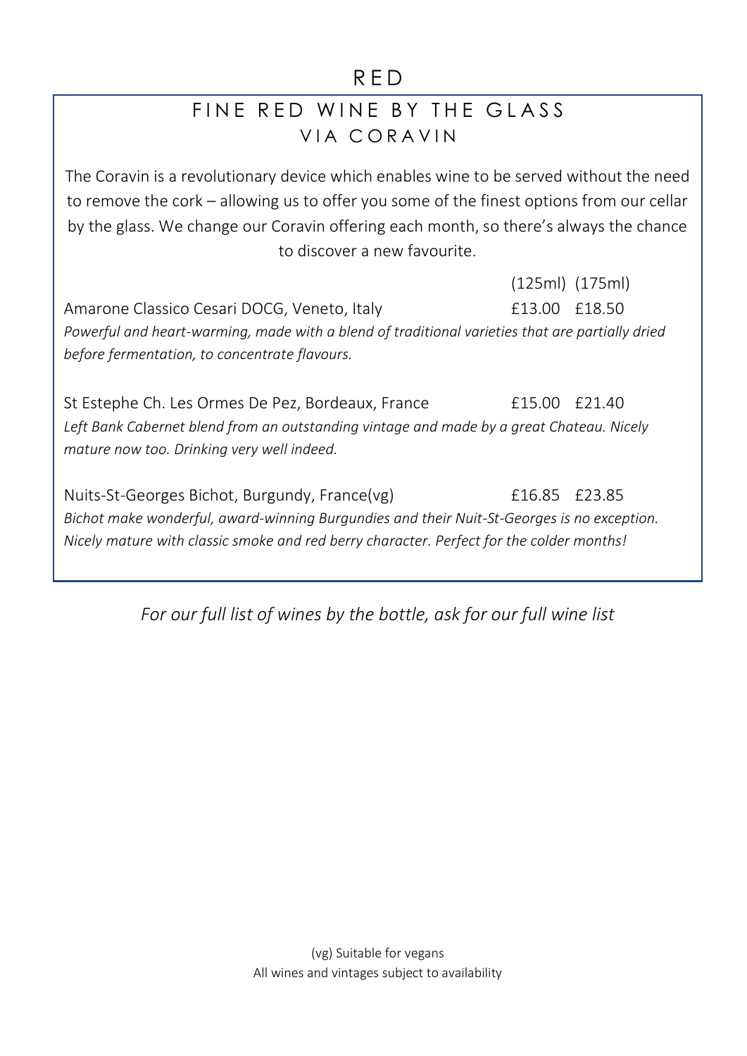# RED

## FINE RED WINE BY THE GLASS VIA CORAVIN

The Coravin is a revolutionary device which enables wine to be served without the need to remove the cork – allowing us to offer you some of the finest options from our cellar by the glass. We change our Coravin offering each month, so there's always the chance to discover a new favourite.

| | (125ml) | (175ml) |
|---|---|---|
| Amarone Classico Cesari DOCG, Veneto, Italy | £13.00 | £18.50 |
| St Estephe Ch. Les Ormes De Pez, Bordeaux, France | £15.00 | £21.40 |
| Nuits-St-Georges Bichot, Burgundy, France(vg) | £16.85 | £23.85 |

**Amarone Classico Cesari DOCG, Veneto, Italy**
*Powerful and heart-warming, made with a blend of traditional varieties that are partially dried before fermentation, to concentrate flavours.*

**St Estephe Ch. Les Ormes De Pez, Bordeaux, France**
*Left Bank Cabernet blend from an outstanding vintage and made by a great Chateau. Nicely mature now too. Drinking very well indeed.*

**Nuits-St-Georges Bichot, Burgundy, France(vg)**
*Bichot make wonderful, award-winning Burgundies and their Nuit-St-Georges is no exception. Nicely mature with classic smoke and red berry character. Perfect for the colder months!*

*For our full list of wines by the bottle, ask for our full wine list*

(vg) Suitable for vegans
All wines and vintages subject to availability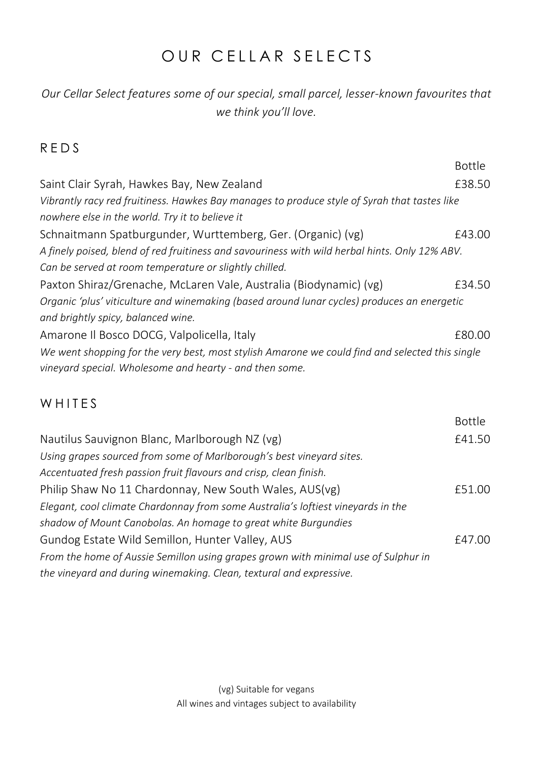# OUR CELLAR SELECTS

*Our Cellar Select features some of our special, small parcel, lesser-known favourites that we think you'll love.*

## REDS

| | Bottle |
|---|---|
| Saint Clair Syrah, Hawkes Bay, New Zealand | £38.50 |
| *Vibrantly racy red fruitiness. Hawkes Bay manages to produce style of Syrah that tastes like nowhere else in the world. Try it to believe it* | |
| Schnaitmann Spatburgunder, Wurttemberg, Ger. (Organic) (vg) | £43.00 |
| *A finely poised, blend of red fruitiness and savouriness with wild herbal hints. Only 12% ABV. Can be served at room temperature or slightly chilled.* | |
| Paxton Shiraz/Grenache, McLaren Vale, Australia (Biodynamic) (vg) | £34.50 |
| *Organic 'plus' viticulture and winemaking (based around lunar cycles) produces an energetic and brightly spicy, balanced wine.* | |
| Amarone Il Bosco DOCG, Valpolicella, Italy | £80.00 |
| *We went shopping for the very best, most stylish Amarone we could find and selected this single vineyard special. Wholesome and hearty - and then some.* | |

## WHITES

| | Bottle |
|---|---|
| Nautilus Sauvignon Blanc, Marlborough NZ (vg) | £41.50 |
| *Using grapes sourced from some of Marlborough's best vineyard sites. Accentuated fresh passion fruit flavours and crisp, clean finish.* | |
| Philip Shaw No 11 Chardonnay, New South Wales, AUS(vg) | £51.00 |
| *Elegant, cool climate Chardonnay from some Australia's loftiest vineyards in the shadow of Mount Canobolas. An homage to great white Burgundies* | |
| Gundog Estate Wild Semillon, Hunter Valley, AUS | £47.00 |
| *From the home of Aussie Semillon using grapes grown with minimal use of Sulphur in the vineyard and during winemaking. Clean, textural and expressive.* | |

(vg) Suitable for vegans

All wines and vintages subject to availability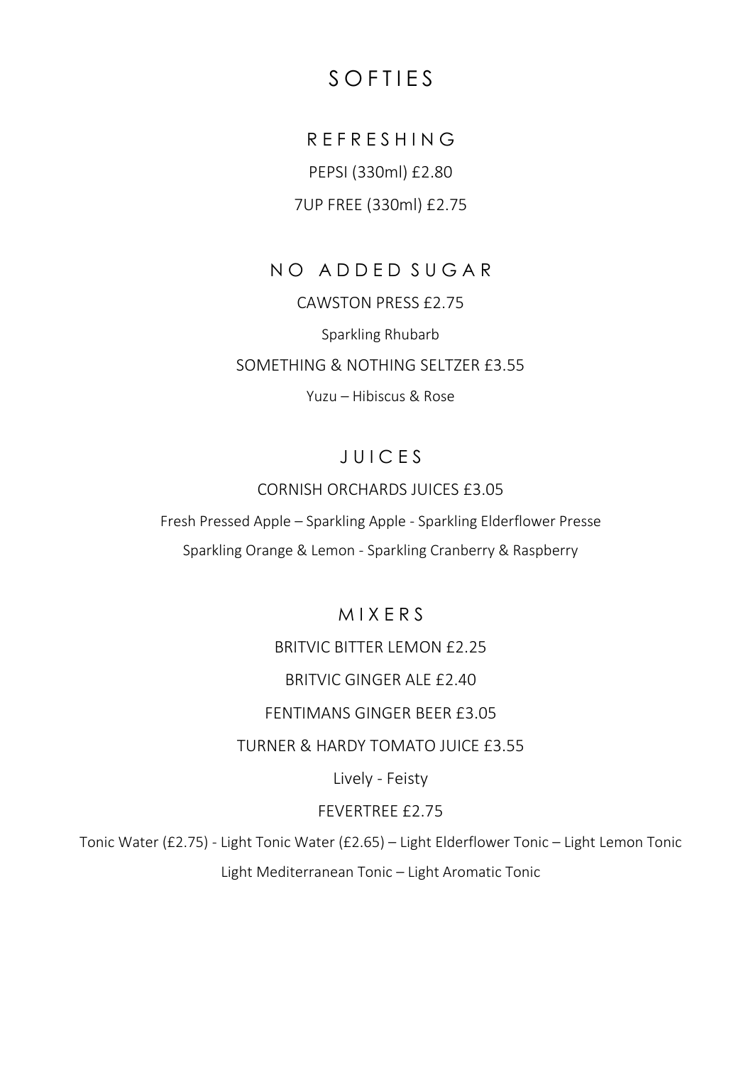# SOFTIES

## REFRESHING

PEPSI (330ml) £2.80

7UP FREE (330ml) £2.75

## NO ADDED SUGAR

CAWSTON PRESS £2.75

Sparkling Rhubarb

SOMETHING & NOTHING SELTZER £3.55

Yuzu – Hibiscus & Rose

## JUICES

CORNISH ORCHARDS JUICES £3.05

Fresh Pressed Apple – Sparkling Apple - Sparkling Elderflower Presse

Sparkling Orange & Lemon - Sparkling Cranberry & Raspberry

## MIXERS

BRITVIC BITTER LEMON £2.25

BRITVIC GINGER ALE £2.40

FENTIMANS GINGER BEER £3.05

TURNER & HARDY TOMATO JUICE £3.55

Lively - Feisty

FEVERTREE £2.75

Tonic Water (£2.75) - Light Tonic Water (£2.65) – Light Elderflower Tonic – Light Lemon Tonic

Light Mediterranean Tonic – Light Aromatic Tonic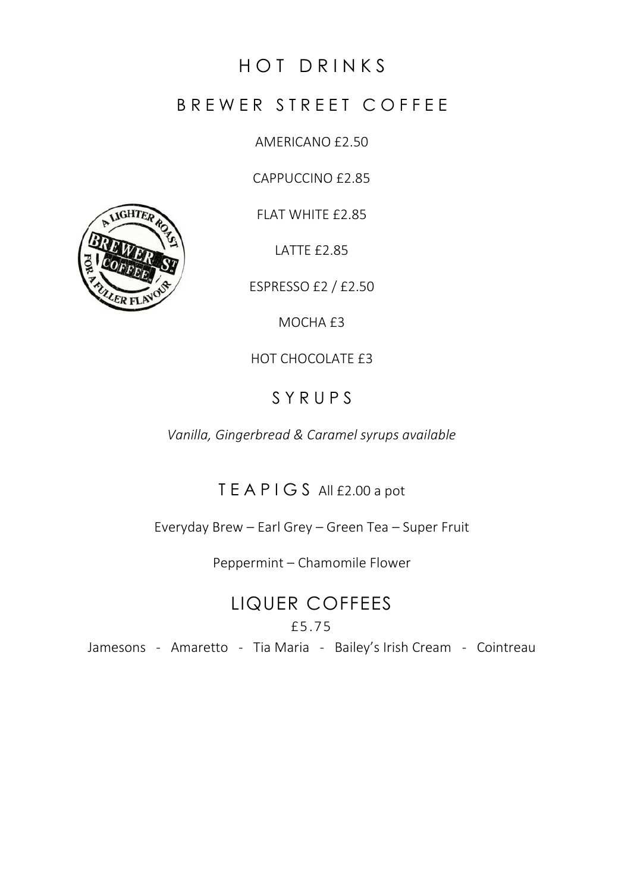# HOT DRINKS

## BREWER STREET COFFEE

AMERICANO £2.50

CAPPUCCINO £2.85

FLAT WHITE £2.85

LATTE £2.85

ESPRESSO £2 / £2.50

MOCHA £3

HOT CHOCOLATE £3

## SYRUPS

*Vanilla, Gingerbread & Caramel syrups available*

## TEAPIGS All £2.00 a pot

Everyday Brew – Earl Grey – Green Tea – Super Fruit

Peppermint – Chamomile Flower

## LIQUER COFFEES

£5.75

Jamesons - Amaretto - Tia Maria - Bailey's Irish Cream - Cointreau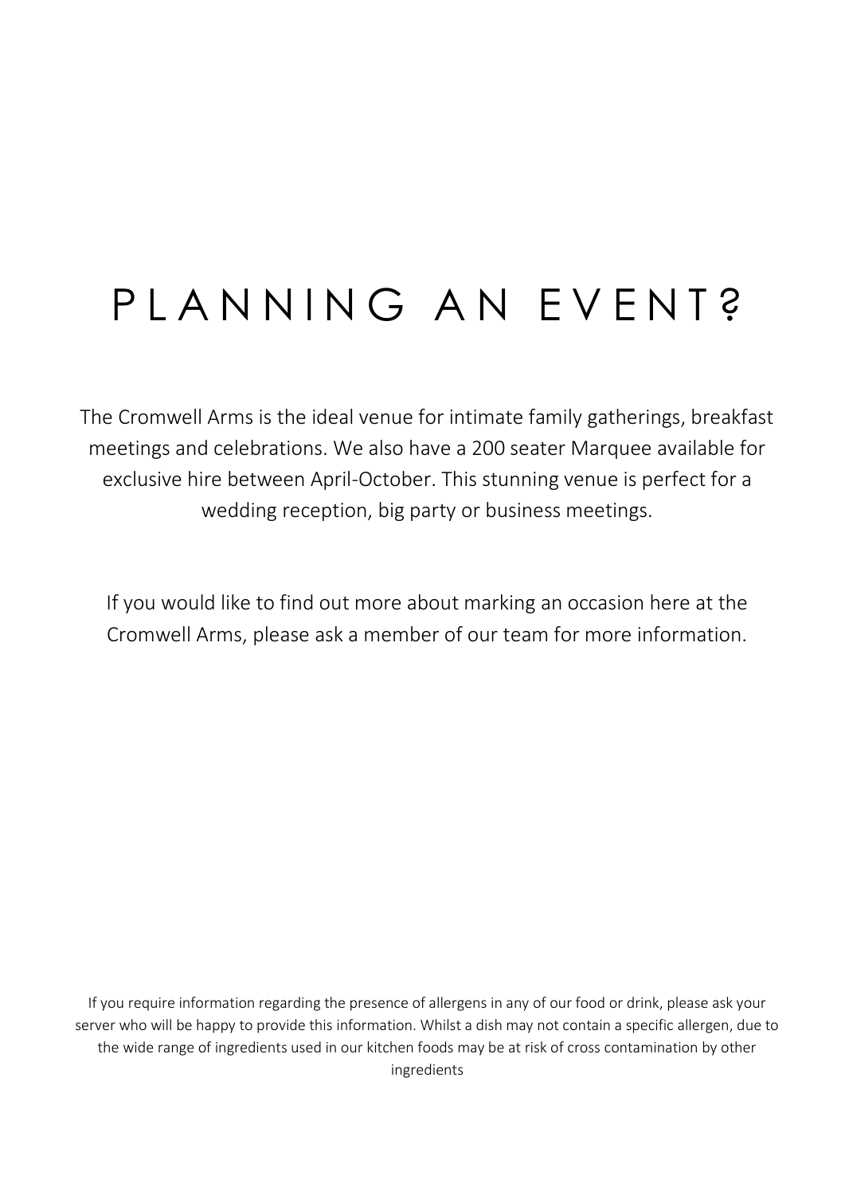# PLANNING AN EVENT?

The Cromwell Arms is the ideal venue for intimate family gatherings, breakfast meetings and celebrations. We also have a 200 seater Marquee available for exclusive hire between April-October. This stunning venue is perfect for a wedding reception, big party or business meetings.

If you would like to find out more about marking an occasion here at the Cromwell Arms, please ask a member of our team for more information.

If you require information regarding the presence of allergens in any of our food or drink, please ask your server who will be happy to provide this information. Whilst a dish may not contain a specific allergen, due to the wide range of ingredients used in our kitchen foods may be at risk of cross contamination by other ingredients